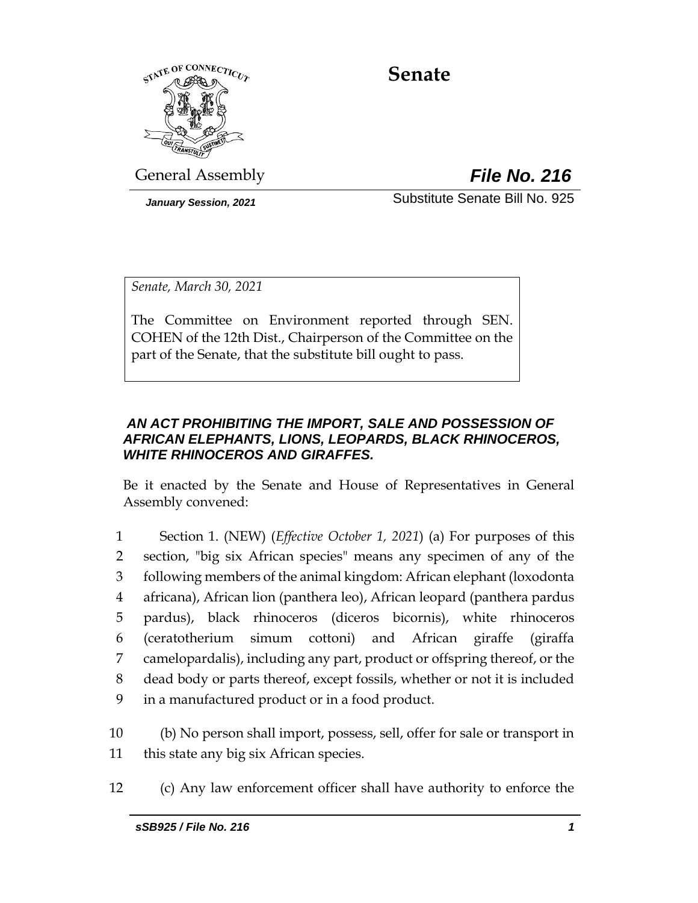# Senate

General Assembly

***File No. 216***

*January Session, 2021*

Substitute Senate Bill No. 925

*Senate, March 30, 2021*

The Committee on Environment reported through SEN. COHEN of the 12th Dist., Chairperson of the Committee on the part of the Senate, that the substitute bill ought to pass.

***AN ACT PROHIBITING THE IMPORT, SALE AND POSSESSION OF AFRICAN ELEPHANTS, LIONS, LEOPARDS, BLACK RHINOCEROS, WHITE RHINOCEROS AND GIRAFFES.***

Be it enacted by the Senate and House of Representatives in General Assembly convened:

1 Section 1. (NEW) (*Effective October 1, 2021*) (a) For purposes of this
2 section, "big six African species" means any specimen of any of the
3 following members of the animal kingdom: African elephant (loxodonta
4 africana), African lion (panthera leo), African leopard (panthera pardus
5 pardus), black rhinoceros (diceros bicornis), white rhinoceros
6 (ceratotherium simum cottoni) and African giraffe (giraffa
7 camelopardalis), including any part, product or offspring thereof, or the
8 dead body or parts thereof, except fossils, whether or not it is included
9 in a manufactured product or in a food product.

10 (b) No person shall import, possess, sell, offer for sale or transport in
11 this state any big six African species.

12 (c) Any law enforcement officer shall have authority to enforce the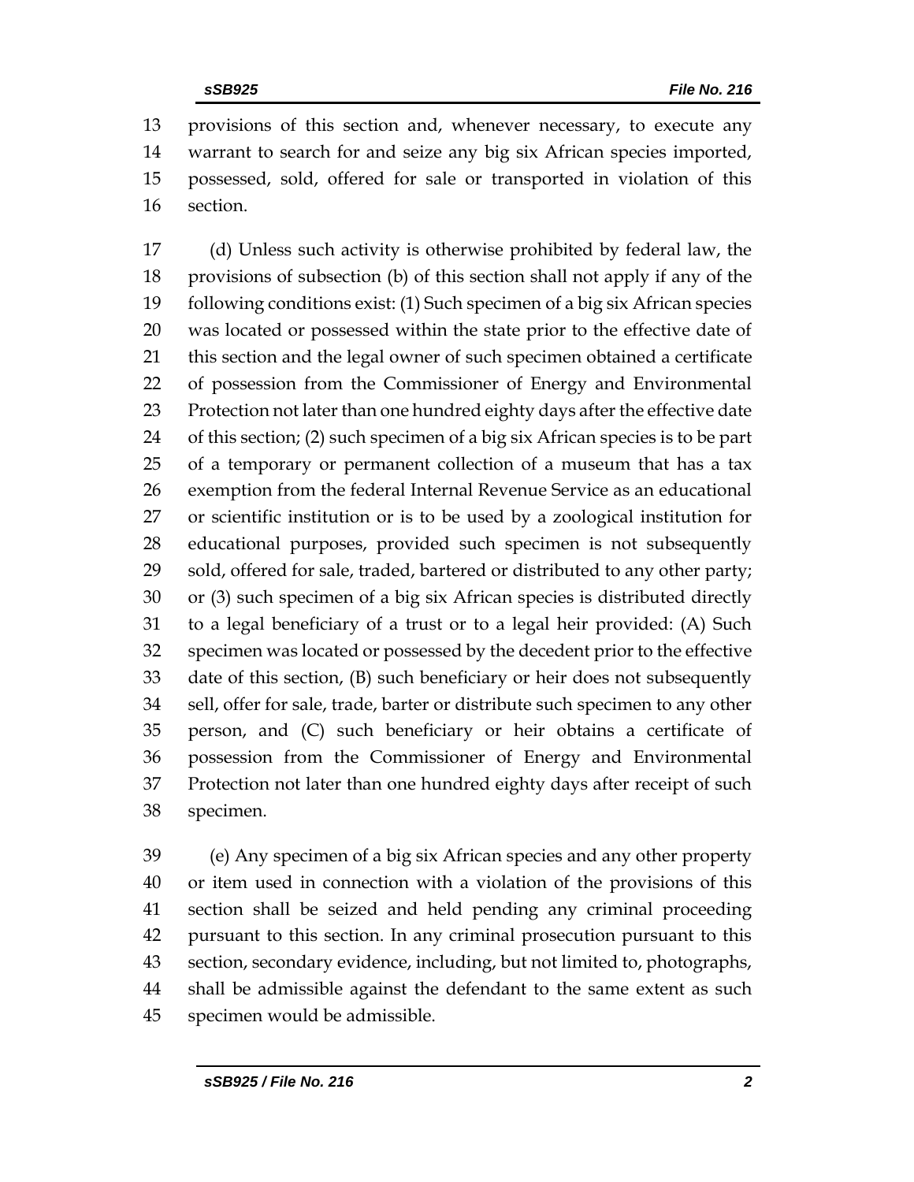provisions of this section and, whenever necessary, to execute any warrant to search for and seize any big six African species imported, possessed, sold, offered for sale or transported in violation of this section.

(d) Unless such activity is otherwise prohibited by federal law, the provisions of subsection (b) of this section shall not apply if any of the following conditions exist: (1) Such specimen of a big six African species was located or possessed within the state prior to the effective date of this section and the legal owner of such specimen obtained a certificate of possession from the Commissioner of Energy and Environmental Protection not later than one hundred eighty days after the effective date of this section; (2) such specimen of a big six African species is to be part of a temporary or permanent collection of a museum that has a tax exemption from the federal Internal Revenue Service as an educational or scientific institution or is to be used by a zoological institution for educational purposes, provided such specimen is not subsequently sold, offered for sale, traded, bartered or distributed to any other party; or (3) such specimen of a big six African species is distributed directly to a legal beneficiary of a trust or to a legal heir provided: (A) Such specimen was located or possessed by the decedent prior to the effective date of this section, (B) such beneficiary or heir does not subsequently sell, offer for sale, trade, barter or distribute such specimen to any other person, and (C) such beneficiary or heir obtains a certificate of possession from the Commissioner of Energy and Environmental Protection not later than one hundred eighty days after receipt of such specimen.

(e) Any specimen of a big six African species and any other property or item used in connection with a violation of the provisions of this section shall be seized and held pending any criminal proceeding pursuant to this section. In any criminal prosecution pursuant to this section, secondary evidence, including, but not limited to, photographs, shall be admissible against the defendant to the same extent as such specimen would be admissible.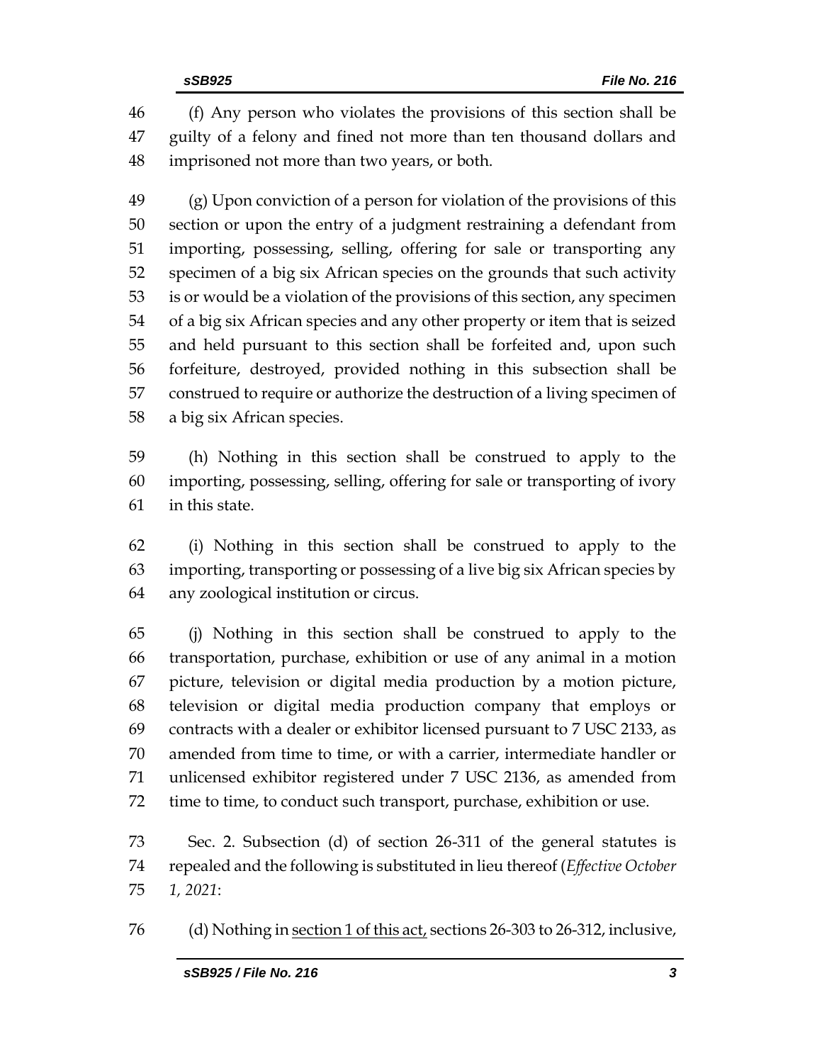(f) Any person who violates the provisions of this section shall be guilty of a felony and fined not more than ten thousand dollars and imprisoned not more than two years, or both.

(g) Upon conviction of a person for violation of the provisions of this section or upon the entry of a judgment restraining a defendant from importing, possessing, selling, offering for sale or transporting any specimen of a big six African species on the grounds that such activity is or would be a violation of the provisions of this section, any specimen of a big six African species and any other property or item that is seized and held pursuant to this section shall be forfeited and, upon such forfeiture, destroyed, provided nothing in this subsection shall be construed to require or authorize the destruction of a living specimen of a big six African species.

(h) Nothing in this section shall be construed to apply to the importing, possessing, selling, offering for sale or transporting of ivory in this state.

(i) Nothing in this section shall be construed to apply to the importing, transporting or possessing of a live big six African species by any zoological institution or circus.

(j) Nothing in this section shall be construed to apply to the transportation, purchase, exhibition or use of any animal in a motion picture, television or digital media production by a motion picture, television or digital media production company that employs or contracts with a dealer or exhibitor licensed pursuant to 7 USC 2133, as amended from time to time, or with a carrier, intermediate handler or unlicensed exhibitor registered under 7 USC 2136, as amended from time to time, to conduct such transport, purchase, exhibition or use.

Sec. 2. Subsection (d) of section 26-311 of the general statutes is repealed and the following is substituted in lieu thereof (*Effective October 1, 2021*:

(d) Nothing in section 1 of this act, sections 26-303 to 26-312, inclusive,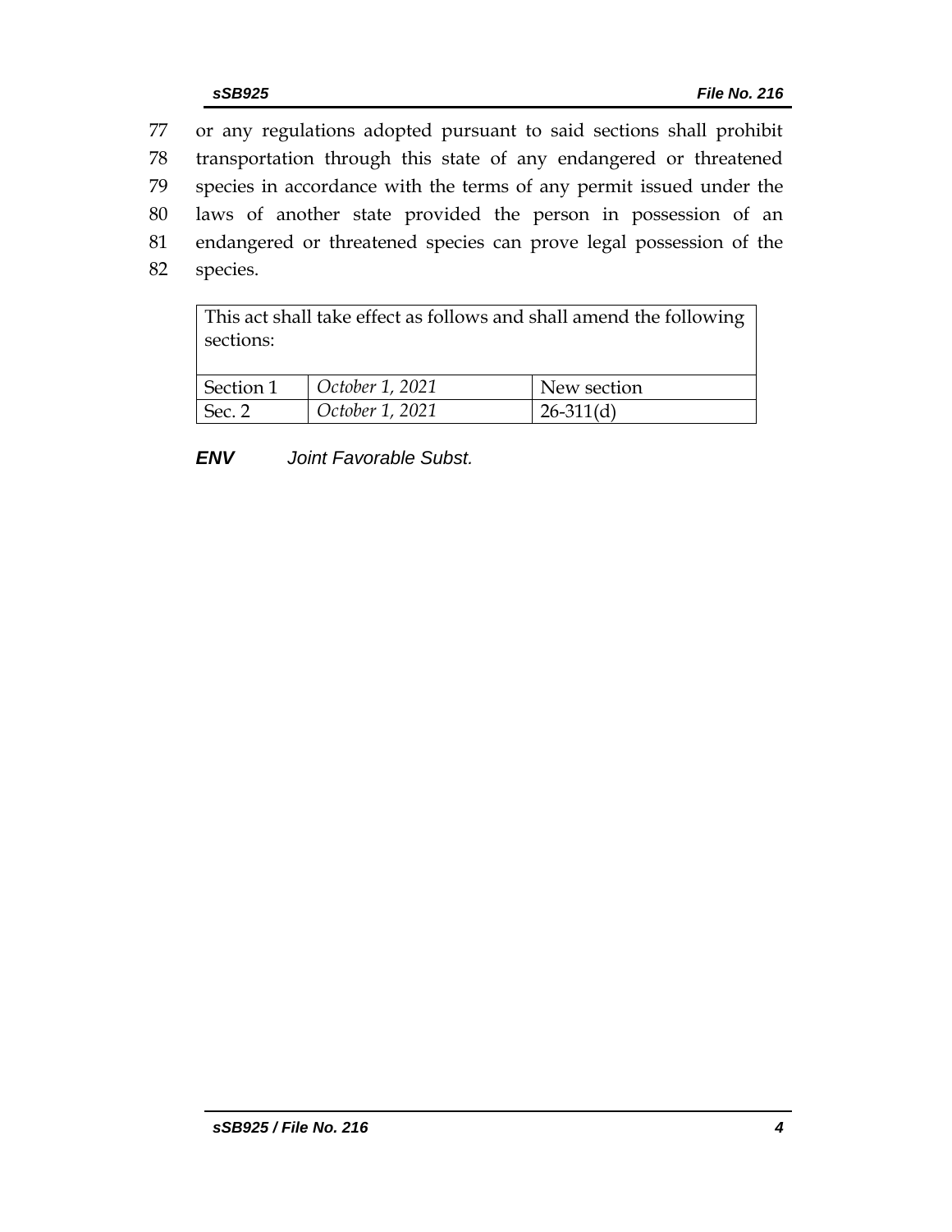77 or any regulations adopted pursuant to said sections shall prohibit
78 transportation through this state of any endangered or threatened
79 species in accordance with the terms of any permit issued under the
80 laws of another state provided the person in possession of an
81 endangered or threatened species can prove legal possession of the
82 species.

| This act shall take effect as follows and shall amend the following sections: | | |
|---|---|---|
| Section 1 | *October 1, 2021* | New section |
| Sec. 2 | *October 1, 2021* | 26-311(d) |

***ENV*** *Joint Favorable Subst.*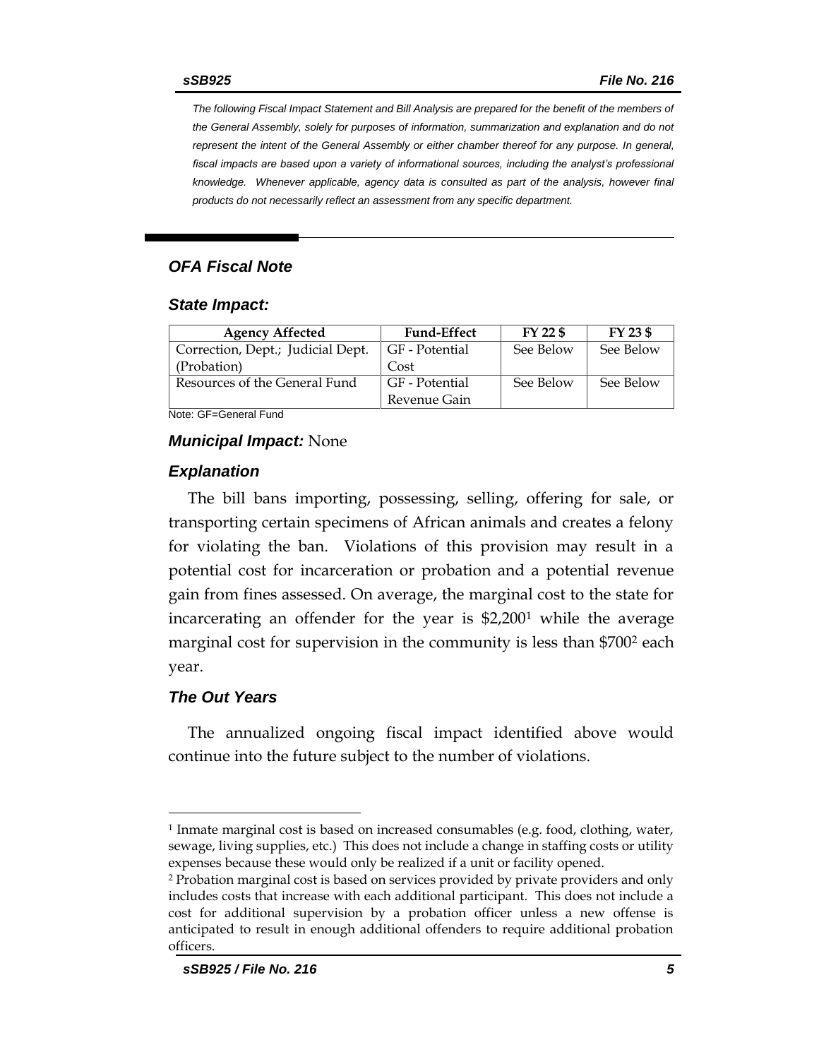*The following Fiscal Impact Statement and Bill Analysis are prepared for the benefit of the members of the General Assembly, solely for purposes of information, summarization and explanation and do not represent the intent of the General Assembly or either chamber thereof for any purpose. In general, fiscal impacts are based upon a variety of informational sources, including the analyst's professional knowledge. Whenever applicable, agency data is consulted as part of the analysis, however final products do not necessarily reflect an assessment from any specific department.*

## *OFA Fiscal Note*

### *State Impact:*

| Agency Affected | Fund-Effect | FY 22 $ | FY 23 $ |
|---|---|---|---|
| Correction, Dept.; Judicial Dept. (Probation) | GF - Potential Cost | See Below | See Below |
| Resources of the General Fund | GF - Potential Revenue Gain | See Below | See Below |

Note: GF=General Fund

### *Municipal Impact:* None

### *Explanation*

The bill bans importing, possessing, selling, offering for sale, or transporting certain specimens of African animals and creates a felony for violating the ban. Violations of this provision may result in a potential cost for incarceration or probation and a potential revenue gain from fines assessed. On average, the marginal cost to the state for incarcerating an offender for the year is $2,200[1] while the average marginal cost for supervision in the community is less than $700[2] each year.

### *The Out Years*

The annualized ongoing fiscal impact identified above would continue into the future subject to the number of violations.

---

[1] Inmate marginal cost is based on increased consumables (e.g. food, clothing, water, sewage, living supplies, etc.) This does not include a change in staffing costs or utility expenses because these would only be realized if a unit or facility opened.

[2] Probation marginal cost is based on services provided by private providers and only includes costs that increase with each additional participant. This does not include a cost for additional supervision by a probation officer unless a new offense is anticipated to result in enough additional offenders to require additional probation officers.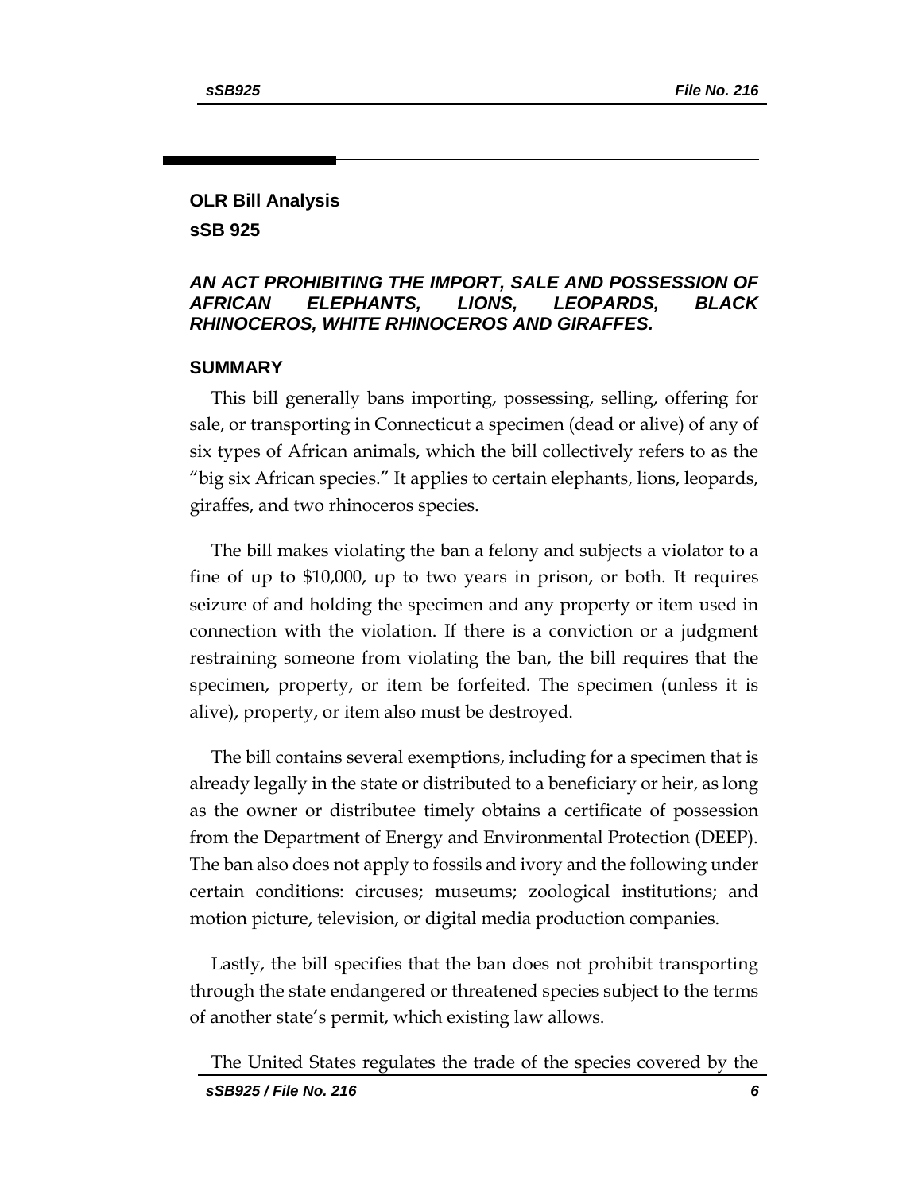## OLR Bill Analysis

## sSB 925

### *AN ACT PROHIBITING THE IMPORT, SALE AND POSSESSION OF AFRICAN ELEPHANTS, LIONS, LEOPARDS, BLACK RHINOCEROS, WHITE RHINOCEROS AND GIRAFFES.*

### SUMMARY

This bill generally bans importing, possessing, selling, offering for sale, or transporting in Connecticut a specimen (dead or alive) of any of six types of African animals, which the bill collectively refers to as the "big six African species." It applies to certain elephants, lions, leopards, giraffes, and two rhinoceros species.

The bill makes violating the ban a felony and subjects a violator to a fine of up to $10,000, up to two years in prison, or both. It requires seizure of and holding the specimen and any property or item used in connection with the violation. If there is a conviction or a judgment restraining someone from violating the ban, the bill requires that the specimen, property, or item be forfeited. The specimen (unless it is alive), property, or item also must be destroyed.

The bill contains several exemptions, including for a specimen that is already legally in the state or distributed to a beneficiary or heir, as long as the owner or distributee timely obtains a certificate of possession from the Department of Energy and Environmental Protection (DEEP). The ban also does not apply to fossils and ivory and the following under certain conditions: circuses; museums; zoological institutions; and motion picture, television, or digital media production companies.

Lastly, the bill specifies that the ban does not prohibit transporting through the state endangered or threatened species subject to the terms of another state's permit, which existing law allows.

The United States regulates the trade of the species covered by the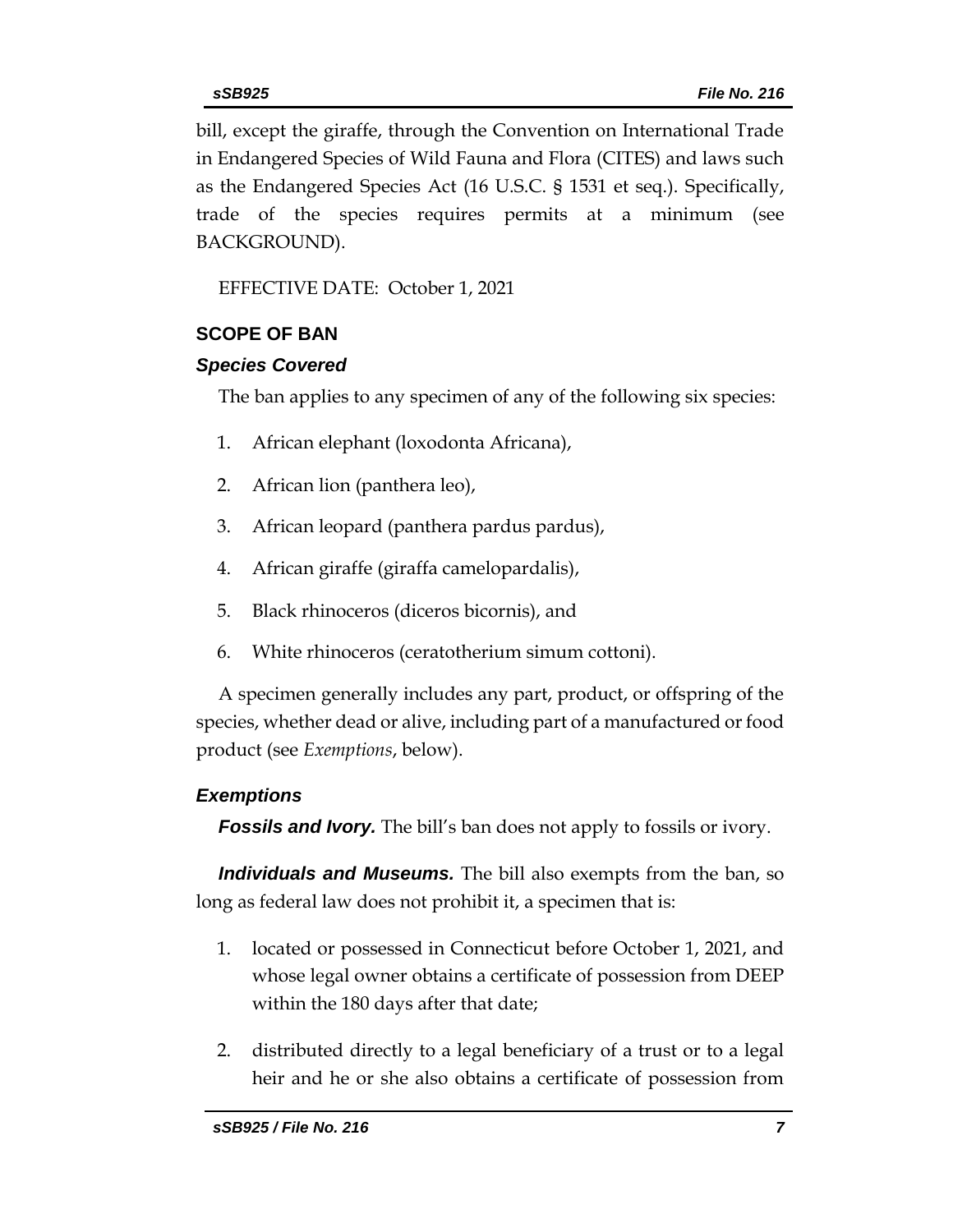bill, except the giraffe, through the Convention on International Trade in Endangered Species of Wild Fauna and Flora (CITES) and laws such as the Endangered Species Act (16 U.S.C. § 1531 et seq.). Specifically, trade of the species requires permits at a minimum (see BACKGROUND).

EFFECTIVE DATE: October 1, 2021

## SCOPE OF BAN

### *Species Covered*

The ban applies to any specimen of any of the following six species:

1. African elephant (loxodonta Africana),
2. African lion (panthera leo),
3. African leopard (panthera pardus pardus),
4. African giraffe (giraffa camelopardalis),
5. Black rhinoceros (diceros bicornis), and
6. White rhinoceros (ceratotherium simum cottoni).

A specimen generally includes any part, product, or offspring of the species, whether dead or alive, including part of a manufactured or food product (see *Exemptions*, below).

### *Exemptions*

***Fossils and Ivory.*** The bill's ban does not apply to fossils or ivory.

***Individuals and Museums.*** The bill also exempts from the ban, so long as federal law does not prohibit it, a specimen that is:

1. located or possessed in Connecticut before October 1, 2021, and whose legal owner obtains a certificate of possession from DEEP within the 180 days after that date;
2. distributed directly to a legal beneficiary of a trust or to a legal heir and he or she also obtains a certificate of possession from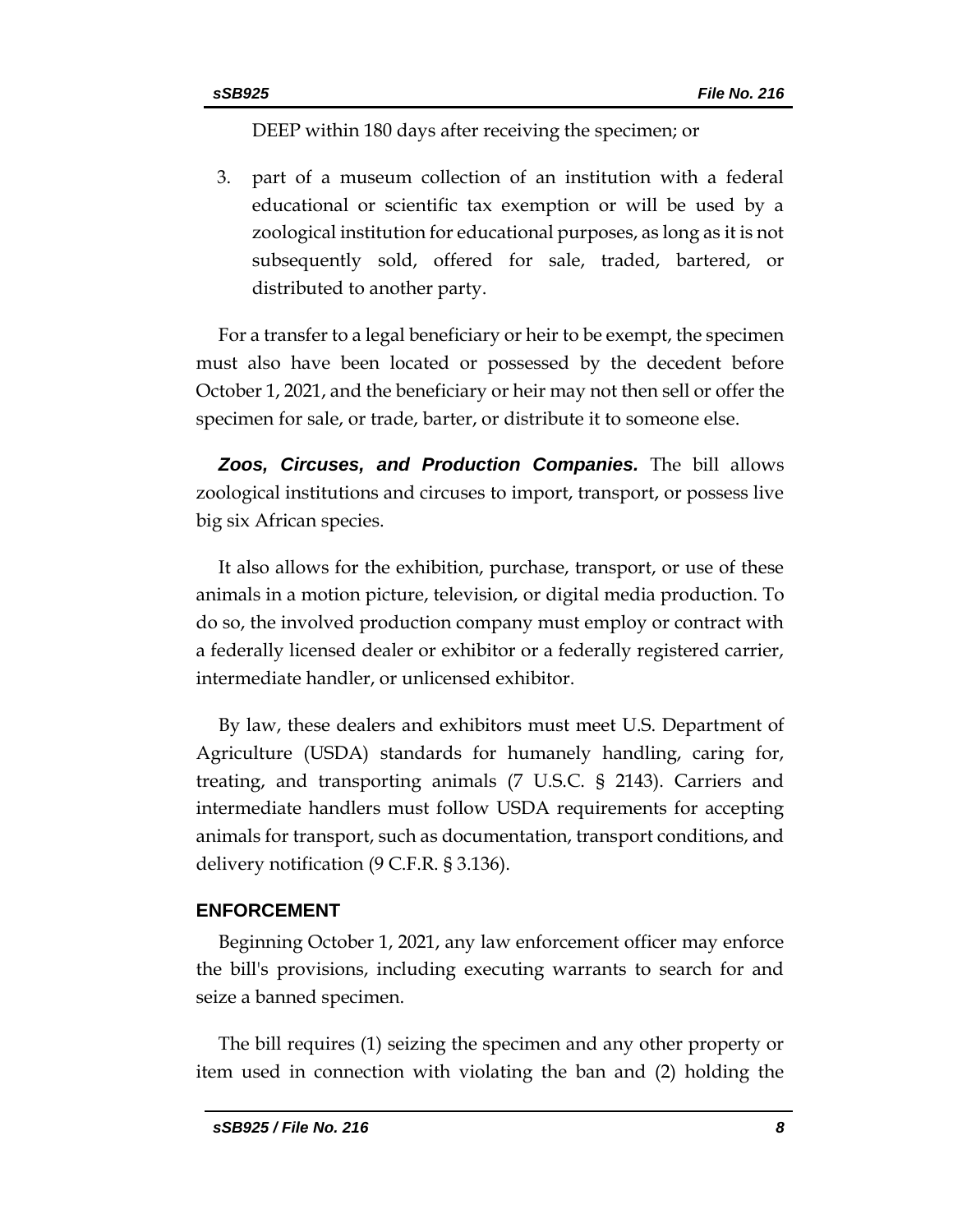DEEP within 180 days after receiving the specimen; or

3. part of a museum collection of an institution with a federal educational or scientific tax exemption or will be used by a zoological institution for educational purposes, as long as it is not subsequently sold, offered for sale, traded, bartered, or distributed to another party.

For a transfer to a legal beneficiary or heir to be exempt, the specimen must also have been located or possessed by the decedent before October 1, 2021, and the beneficiary or heir may not then sell or offer the specimen for sale, or trade, barter, or distribute it to someone else.

***Zoos, Circuses, and Production Companies.*** The bill allows zoological institutions and circuses to import, transport, or possess live big six African species.

It also allows for the exhibition, purchase, transport, or use of these animals in a motion picture, television, or digital media production. To do so, the involved production company must employ or contract with a federally licensed dealer or exhibitor or a federally registered carrier, intermediate handler, or unlicensed exhibitor.

By law, these dealers and exhibitors must meet U.S. Department of Agriculture (USDA) standards for humanely handling, caring for, treating, and transporting animals (7 U.S.C. § 2143). Carriers and intermediate handlers must follow USDA requirements for accepting animals for transport, such as documentation, transport conditions, and delivery notification (9 C.F.R. § 3.136).

## ENFORCEMENT

Beginning October 1, 2021, any law enforcement officer may enforce the bill's provisions, including executing warrants to search for and seize a banned specimen.

The bill requires (1) seizing the specimen and any other property or item used in connection with violating the ban and (2) holding the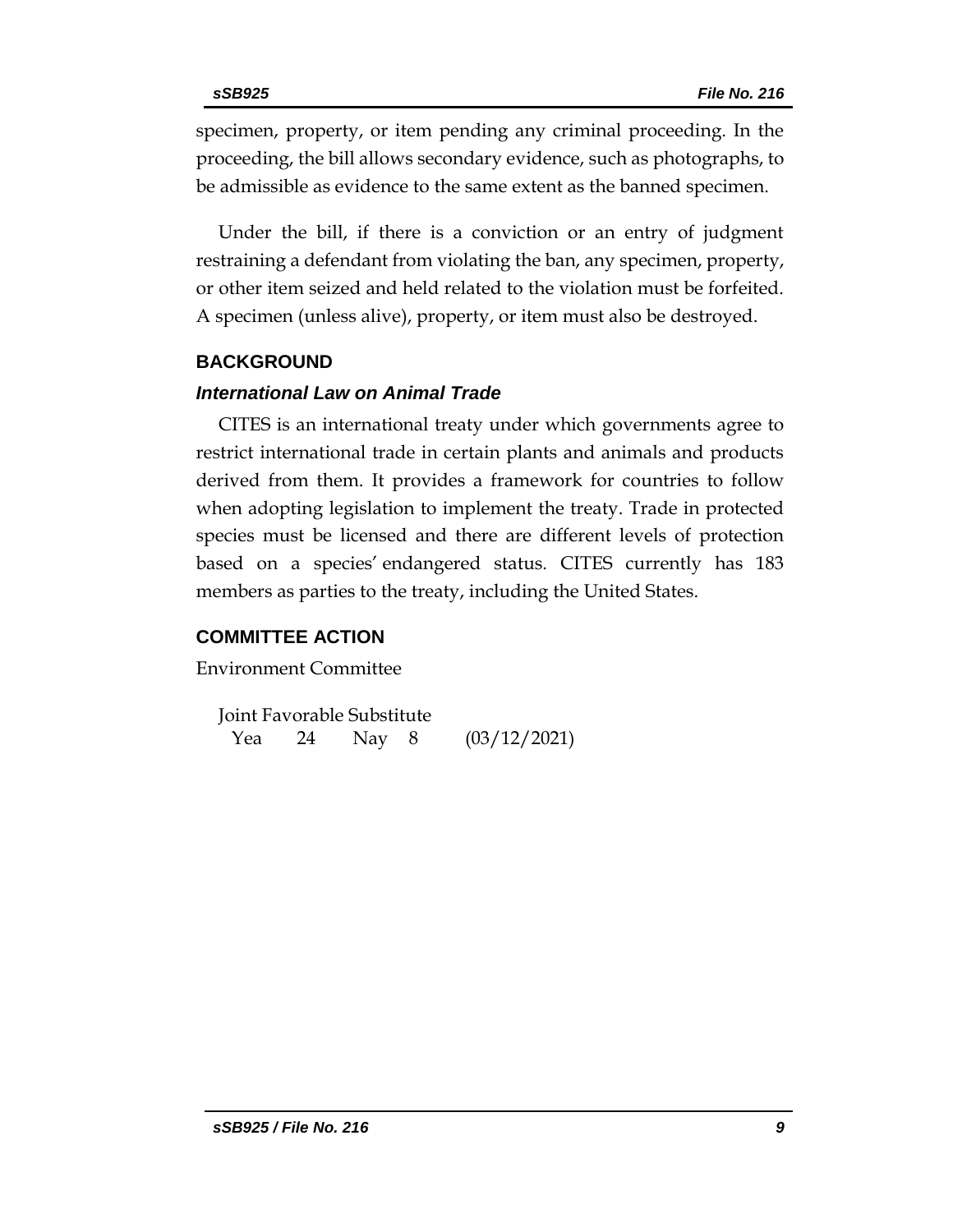specimen, property, or item pending any criminal proceeding. In the proceeding, the bill allows secondary evidence, such as photographs, to be admissible as evidence to the same extent as the banned specimen.

Under the bill, if there is a conviction or an entry of judgment restraining a defendant from violating the ban, any specimen, property, or other item seized and held related to the violation must be forfeited. A specimen (unless alive), property, or item must also be destroyed.

## BACKGROUND

### *International Law on Animal Trade*

CITES is an international treaty under which governments agree to restrict international trade in certain plants and animals and products derived from them. It provides a framework for countries to follow when adopting legislation to implement the treaty. Trade in protected species must be licensed and there are different levels of protection based on a species' endangered status. CITES currently has 183 members as parties to the treaty, including the United States.

## COMMITTEE ACTION

Environment Committee

Joint Favorable Substitute
Yea 24 Nay 8 (03/12/2021)